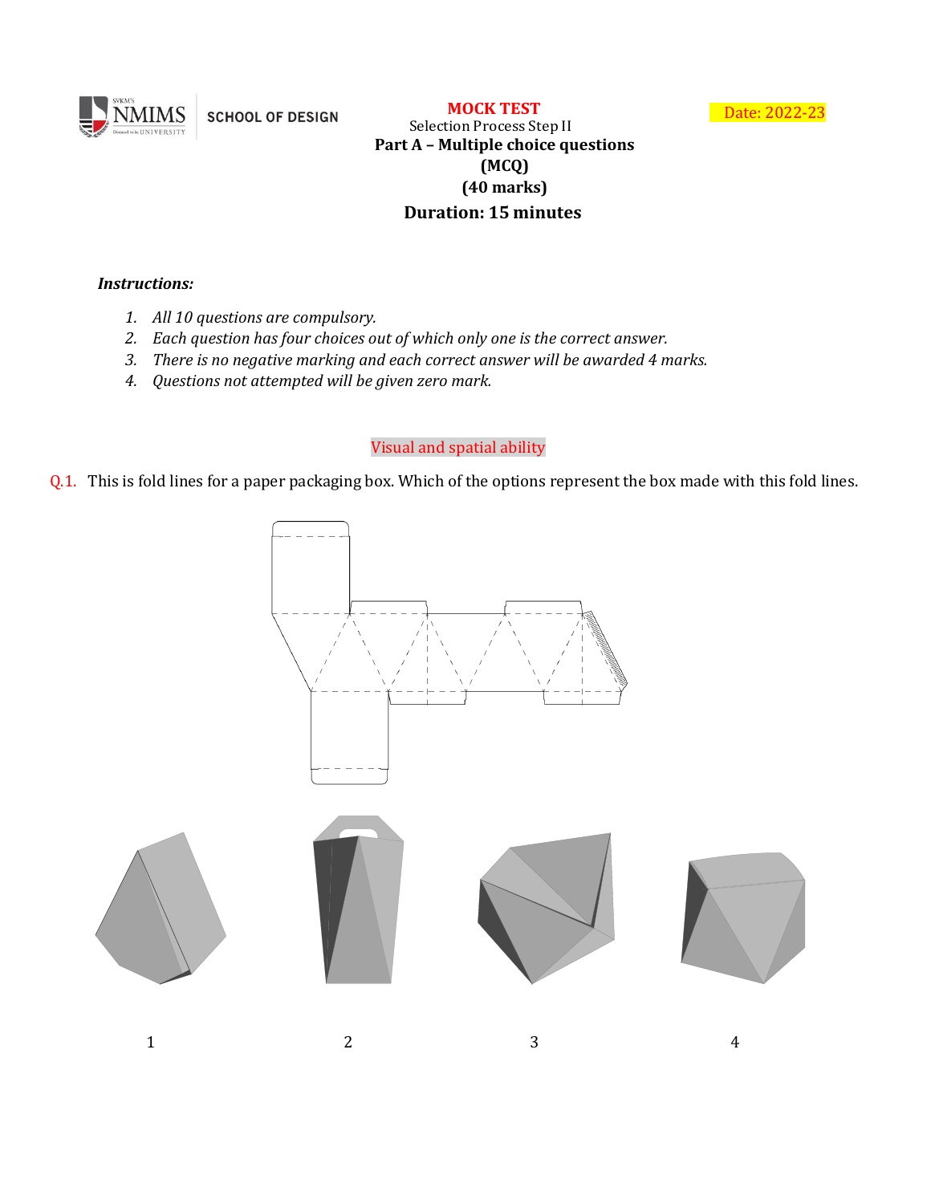SCHOOL OF DESIGN

**MOCK TEST**

Selection Process Step II

**Part A – Multiple choice questions (MCQ)**

**(40 marks)**

**Duration: 15 minutes**

Date: 2022-23

***Instructions:***

1. *All 10 questions are compulsory.*
2. *Each question has four choices out of which only one is the correct answer.*
3. *There is no negative marking and each correct answer will be awarded 4 marks.*
4. *Questions not attempted will be given zero mark.*

Visual and spatial ability

Q.1. This is fold lines for a paper packaging box. Which of the options represent the box made with this fold lines.

1

2

3

4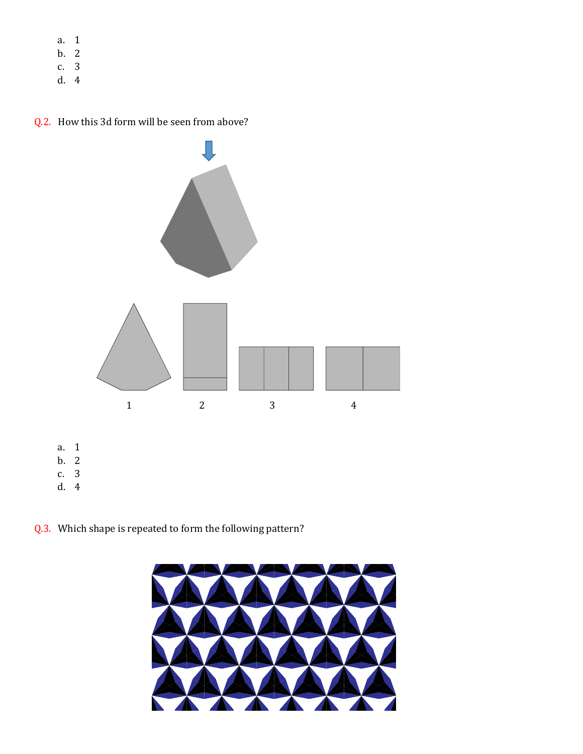a. 1
b. 2
c. 3
d. 4

Q.2. How this 3d form will be seen from above?

1 2 3 4

a. 1
b. 2
c. 3
d. 4

Q.3. Which shape is repeated to form the following pattern?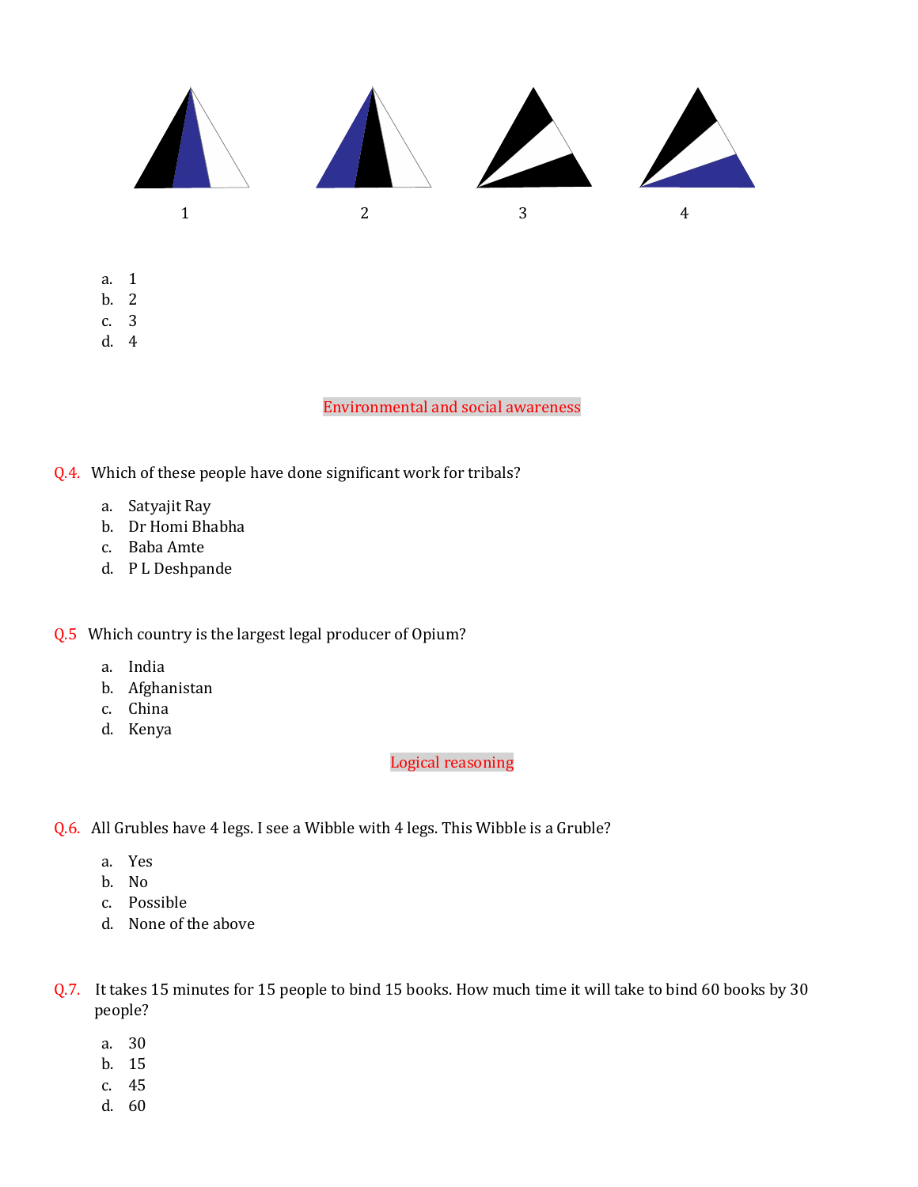1 2 3 4

a. 1
b. 2
c. 3
d. 4

## Environmental and social awareness

Q.4. Which of these people have done significant work for tribals?

a. Satyajit Ray
b. Dr Homi Bhabha
c. Baba Amte
d. P L Deshpande

Q.5 Which country is the largest legal producer of Opium?

a. India
b. Afghanistan
c. China
d. Kenya

## Logical reasoning

Q.6. All Grubles have 4 legs. I see a Wibble with 4 legs. This Wibble is a Gruble?

a. Yes
b. No
c. Possible
d. None of the above

Q.7. It takes 15 minutes for 15 people to bind 15 books. How much time it will take to bind 60 books by 30 people?

a. 30
b. 15
c. 45
d. 60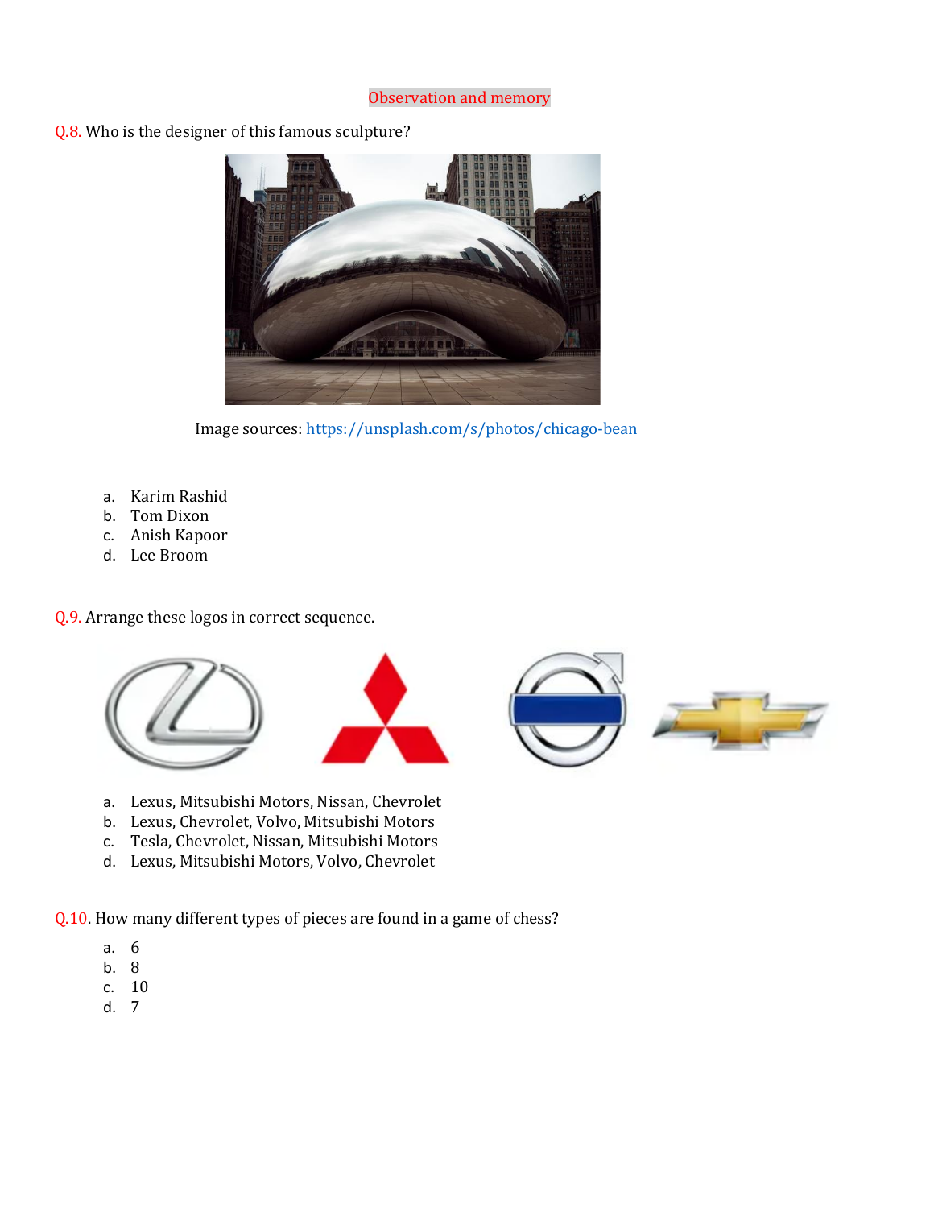Observation and memory

Q.8. Who is the designer of this famous sculpture?

Image sources: https://unsplash.com/s/photos/chicago-bean

a. Karim Rashid
b. Tom Dixon
c. Anish Kapoor
d. Lee Broom

Q.9. Arrange these logos in correct sequence.

a. Lexus, Mitsubishi Motors, Nissan, Chevrolet
b. Lexus, Chevrolet, Volvo, Mitsubishi Motors
c. Tesla, Chevrolet, Nissan, Mitsubishi Motors
d. Lexus, Mitsubishi Motors, Volvo, Chevrolet

Q.10. How many different types of pieces are found in a game of chess?

a. 6
b. 8
c. 10
d. 7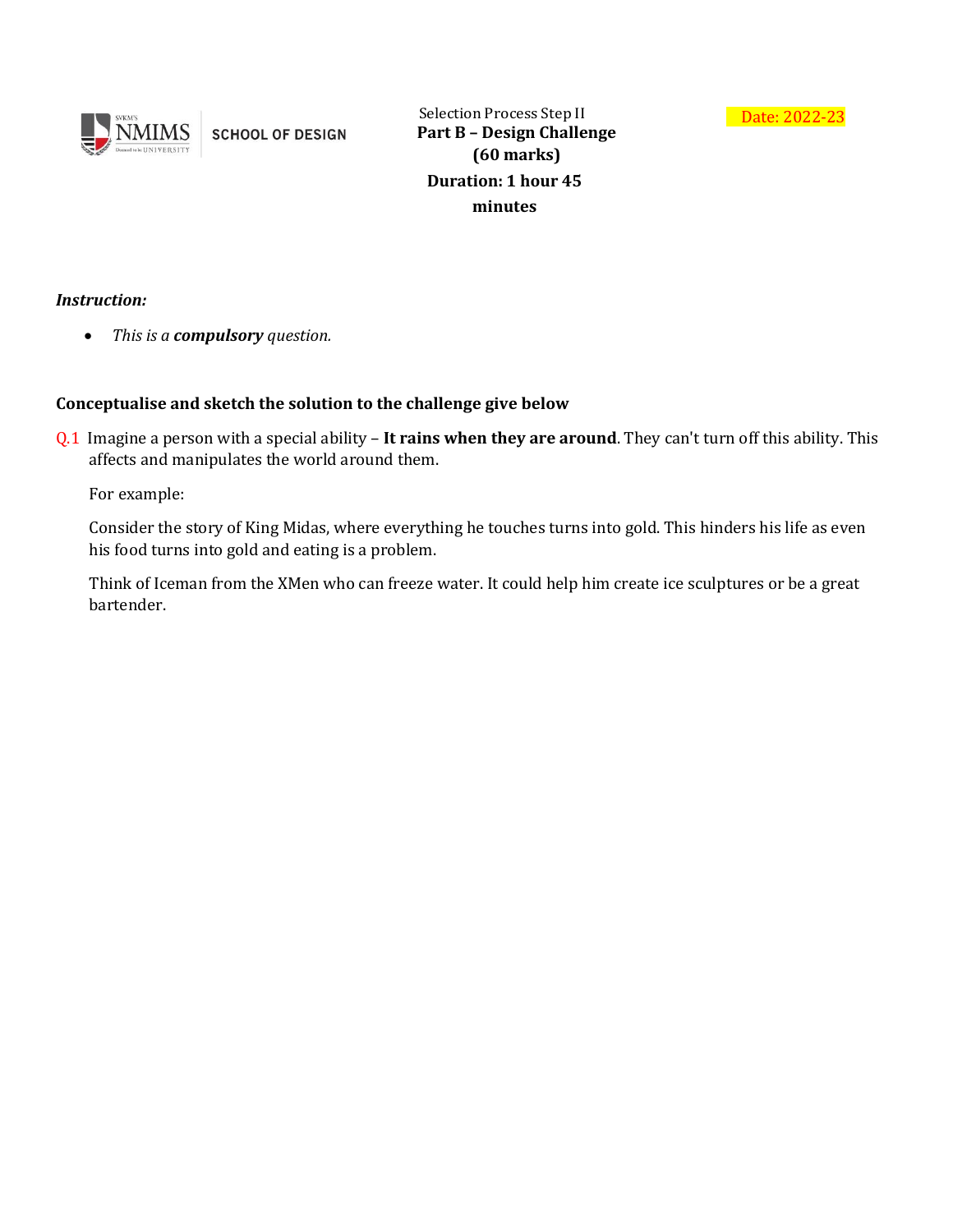SVKM'S NMIMS Deemed to be UNIVERSITY | SCHOOL OF DESIGN

Selection Process Step II

**Part B – Design Challenge**
**(60 marks)**

**Duration: 1 hour 45 minutes**

Date: 2022-23

***Instruction:***

- *This is a **compulsory** question.*

**Conceptualise and sketch the solution to the challenge give below**

Q.1 Imagine a person with a special ability – **It rains when they are around**. They can't turn off this ability. This affects and manipulates the world around them.

For example:

Consider the story of King Midas, where everything he touches turns into gold. This hinders his life as even his food turns into gold and eating is a problem.

Think of Iceman from the XMen who can freeze water. It could help him create ice sculptures or be a great bartender.